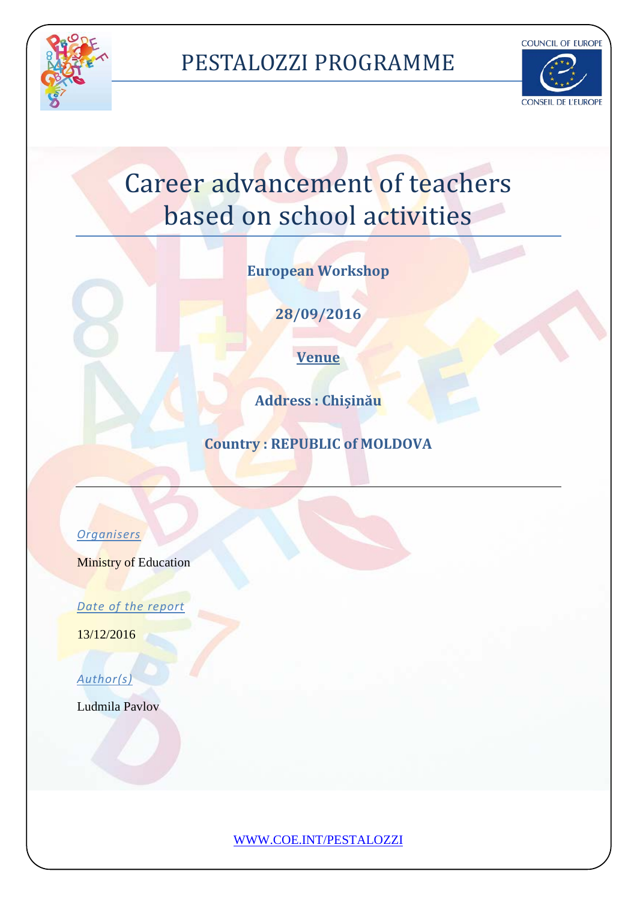PESTALOZZI PROGRAMME

COUNCIL OF EUROPE
CONSEIL DE L'EUROPE

# Career advancement of teachers based on school activities

**European Workshop**

**28/09/2016**

**Venue**

**Address : Chișinău**

**Country : REPUBLIC of MOLDOVA**

---

*Organisers*

Ministry of Education

*Date of the report*

13/12/2016

*Author(s)*

Ludmila Pavlov

WWW.COE.INT/PESTALOZZI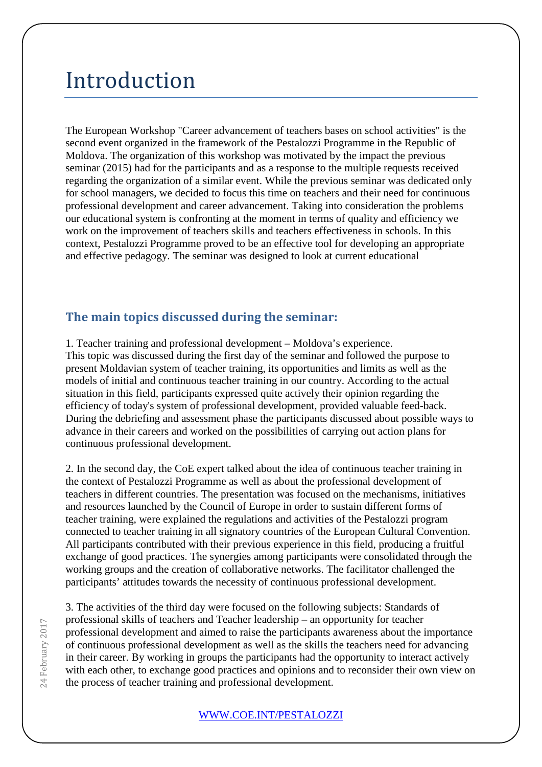# Introduction

The European Workshop "Career advancement of teachers bases on school activities" is the second event organized in the framework of the Pestalozzi Programme in the Republic of Moldova. The organization of this workshop was motivated by the impact the previous seminar (2015) had for the participants and as a response to the multiple requests received regarding the organization of a similar event. While the previous seminar was dedicated only for school managers, we decided to focus this time on teachers and their need for continuous professional development and career advancement. Taking into consideration the problems our educational system is confronting at the moment in terms of quality and efficiency we work on the improvement of teachers skills and teachers effectiveness in schools. In this context, Pestalozzi Programme proved to be an effective tool for developing an appropriate and effective pedagogy. The seminar was designed to look at current educational

## The main topics discussed during the seminar:

1. Teacher training and professional development – Moldova's experience.
This topic was discussed during the first day of the seminar and followed the purpose to present Moldavian system of teacher training, its opportunities and limits as well as the models of initial and continuous teacher training in our country. According to the actual situation in this field, participants expressed quite actively their opinion regarding the efficiency of today's system of professional development, provided valuable feed-back. During the debriefing and assessment phase the participants discussed about possible ways to advance in their careers and worked on the possibilities of carrying out action plans for continuous professional development.

2. In the second day, the CoE expert talked about the idea of continuous teacher training in the context of Pestalozzi Programme as well as about the professional development of teachers in different countries. The presentation was focused on the mechanisms, initiatives and resources launched by the Council of Europe in order to sustain different forms of teacher training, were explained the regulations and activities of the Pestalozzi program connected to teacher training in all signatory countries of the European Cultural Convention. All participants contributed with their previous experience in this field, producing a fruitful exchange of good practices. The synergies among participants were consolidated through the working groups and the creation of collaborative networks. The facilitator challenged the participants' attitudes towards the necessity of continuous professional development.

3. The activities of the third day were focused on the following subjects: Standards of professional skills of teachers and Teacher leadership – an opportunity for teacher professional development and aimed to raise the participants awareness about the importance of continuous professional development as well as the skills the teachers need for advancing in their career. By working in groups the participants had the opportunity to interact actively with each other, to exchange good practices and opinions and to reconsider their own view on the process of teacher training and professional development.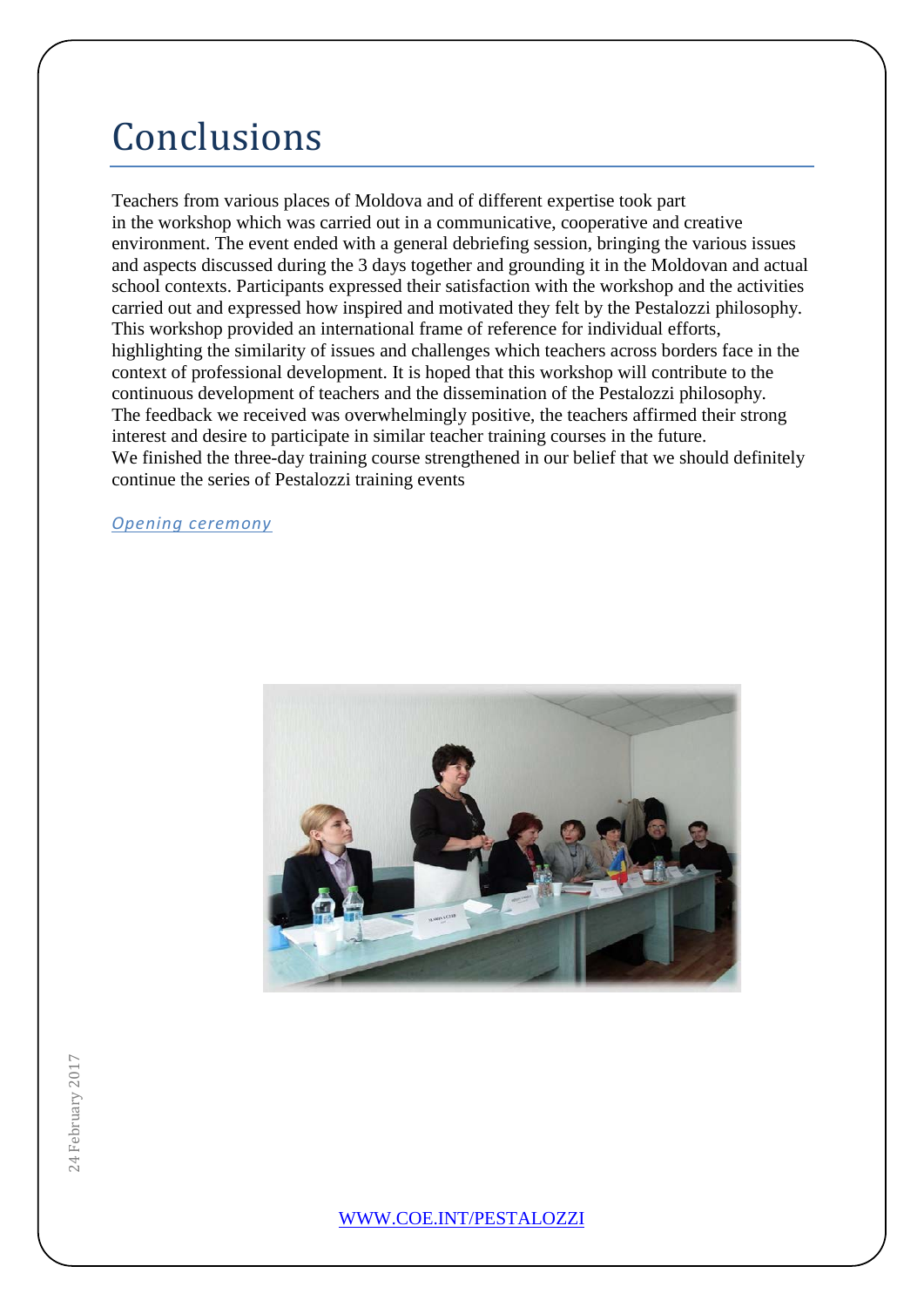# Conclusions

Teachers from various places of Moldova and of different expertise took part in the workshop which was carried out in a communicative, cooperative and creative environment. The event ended with a general debriefing session, bringing the various issues and aspects discussed during the 3 days together and grounding it in the Moldovan and actual school contexts. Participants expressed their satisfaction with the workshop and the activities carried out and expressed how inspired and motivated they felt by the Pestalozzi philosophy. This workshop provided an international frame of reference for individual efforts, highlighting the similarity of issues and challenges which teachers across borders face in the context of professional development. It is hoped that this workshop will contribute to the continuous development of teachers and the dissemination of the Pestalozzi philosophy. The feedback we received was overwhelmingly positive, the teachers affirmed their strong interest and desire to participate in similar teacher training courses in the future. We finished the three-day training course strengthened in our belief that we should definitely continue the series of Pestalozzi training events

*Opening ceremony*

[WWW.COE.INT/PESTALOZZI](http://WWW.COE.INT/PESTALOZZI)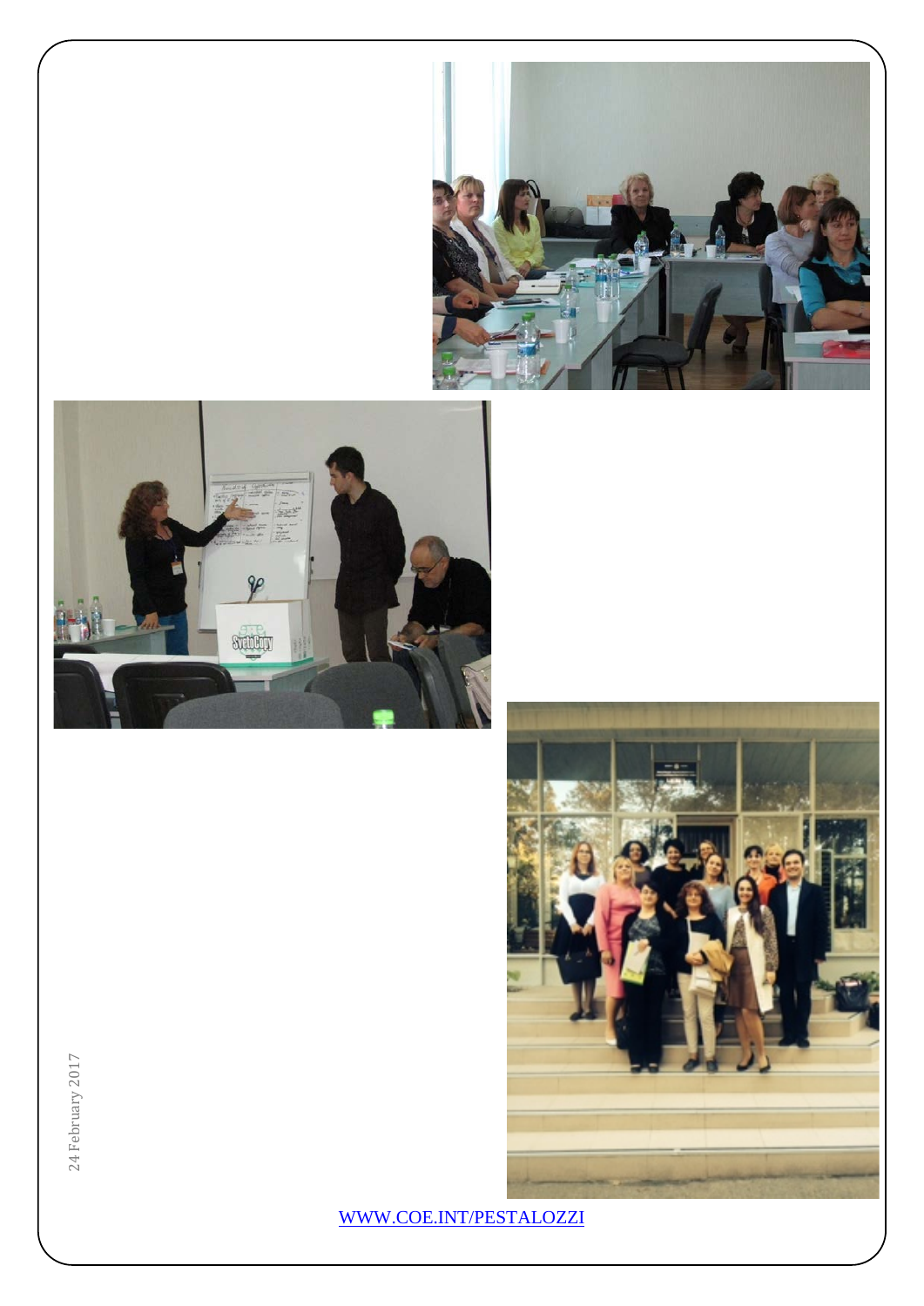24 February 2017

[WWW.COE.INT/PESTALOZZI](http://WWW.COE.INT/PESTALOZZI)